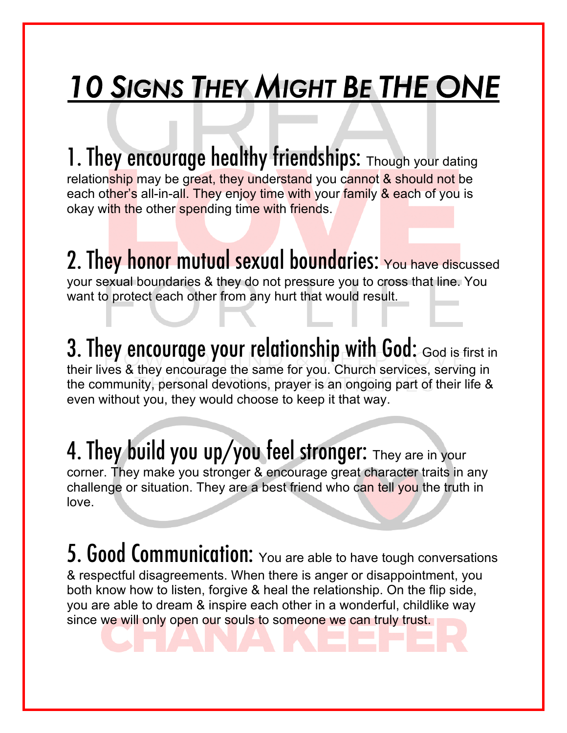# *10 Signs They Might Be THE ONE*

**1. They encourage healthy friendships:** Though your dating relationship may be great, they understand you cannot & should not be each other's all-in-all. They enjoy time with your family & each of you is okay with the other spending time with friends.

**2. They honor mutual sexual boundaries:** You have discussed your sexual boundaries & they do not pressure you to cross that line. You want to protect each other from any hurt that would result.

**3. They encourage your relationship with God:** God is first in their lives & they encourage the same for you. Church services, serving in the community, personal devotions, prayer is an ongoing part of their life & even without you, they would choose to keep it that way.

**4. They build you up/you feel stronger:** They are in your corner. They make you stronger & encourage great character traits in any challenge or situation. They are a best friend who can tell you the truth in love.

**5. Good Communication:** You are able to have tough conversations & respectful disagreements. When there is anger or disappointment, you both know how to listen, forgive & heal the relationship. On the flip side, you are able to dream & inspire each other in a wonderful, childlike way since we will only open our souls to someone we can truly trust.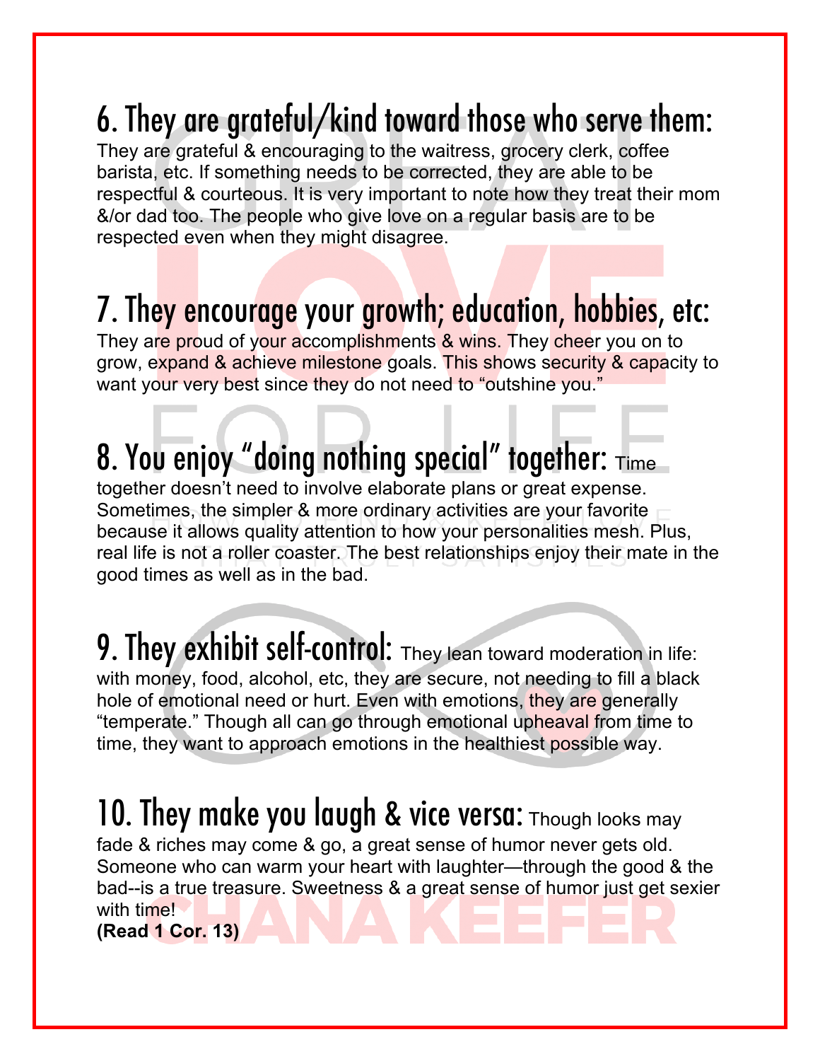## 6. They are grateful/kind toward those who serve them:

They are grateful & encouraging to the waitress, grocery clerk, coffee barista, etc. If something needs to be corrected, they are able to be respectful & courteous. It is very important to note how they treat their mom &/or dad too. The people who give love on a regular basis are to be respected even when they might disagree.

## 7. They encourage your growth; education, hobbies, etc:

They are proud of your accomplishments & wins. They cheer you on to grow, expand & achieve milestone goals. This shows security & capacity to want your very best since they do not need to "outshine you."

## 8. You enjoy "doing nothing special" together:

Time together doesn't need to involve elaborate plans or great expense. Sometimes, the simpler & more ordinary activities are your favorite because it allows quality attention to how your personalities mesh. Plus, real life is not a roller coaster. The best relationships enjoy their mate in the good times as well as in the bad.

## 9. They exhibit self-control:

They lean toward moderation in life: with money, food, alcohol, etc, they are secure, not needing to fill a black hole of emotional need or hurt. Even with emotions, they are generally "temperate." Though all can go through emotional upheaval from time to time, they want to approach emotions in the healthiest possible way.

## 10. They make you laugh & vice versa:

Though looks may fade & riches may come & go, a great sense of humor never gets old. Someone who can warm your heart with laughter—through the good & the bad--is a true treasure. Sweetness & a great sense of humor just get sexier with time!

**(Read 1 Cor. 13)**